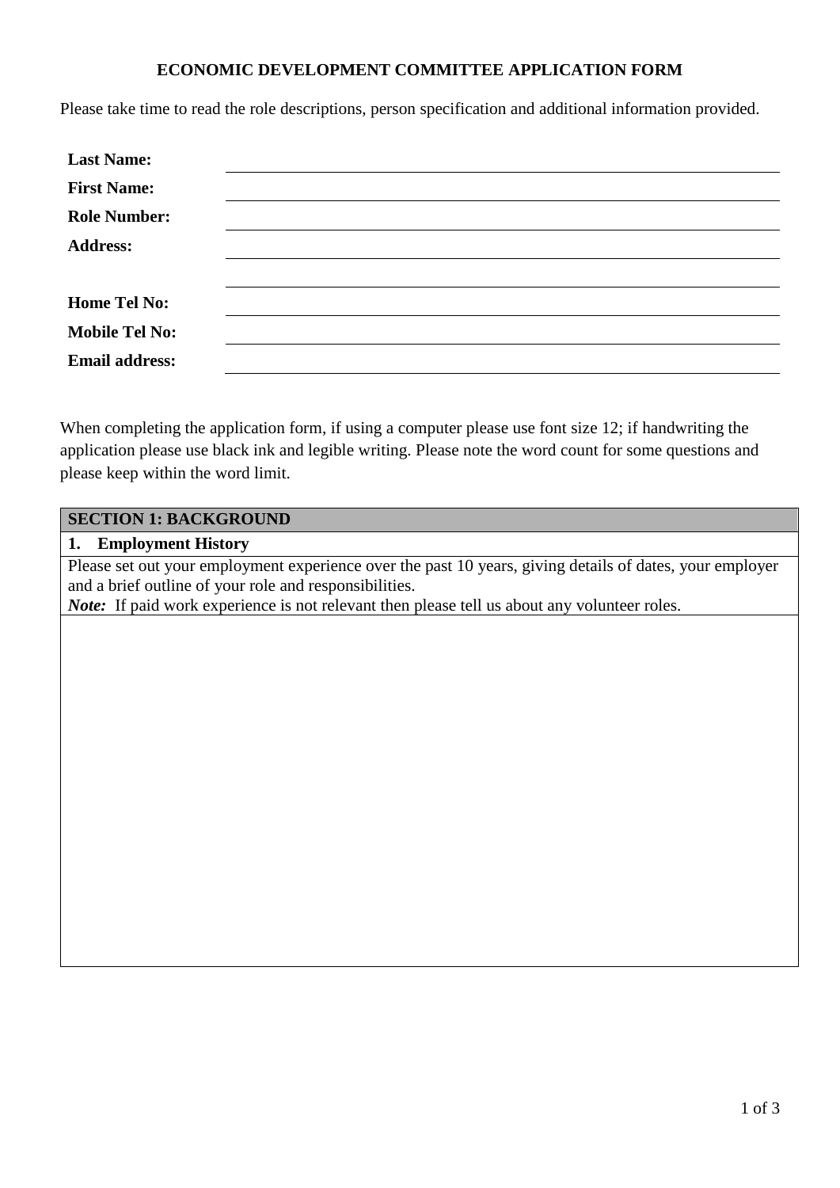# ECONOMIC DEVELOPMENT COMMITTEE APPLICATION FORM

Please take time to read the role descriptions, person specification and additional information provided.

| | |
|---|---|
| **Last Name:** | |
| **First Name:** | |
| **Role Number:** | |
| **Address:** | |
| | |
| **Home Tel No:** | |
| **Mobile Tel No:** | |
| **Email address:** | |

When completing the application form, if using a computer please use font size 12; if handwriting the application please use black ink and legible writing. Please note the word count for some questions and please keep within the word limit.

| **SECTION 1: BACKGROUND** |
|---|
| **1. Employment History** |
| Please set out your employment experience over the past 10 years, giving details of dates, your employer and a brief outline of your role and responsibilities.<br>***Note:*** If paid work experience is not relevant then please tell us about any volunteer roles. |
| |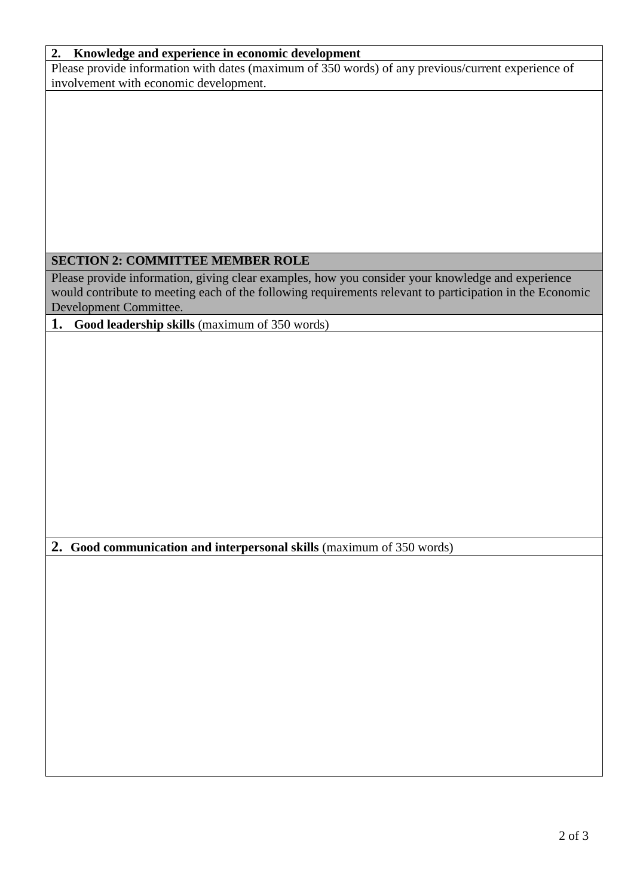**2. Knowledge and experience in economic development**

Please provide information with dates (maximum of 350 words) of any previous/current experience of involvement with economic development.

## SECTION 2: COMMITTEE MEMBER ROLE

Please provide information, giving clear examples, how you consider your knowledge and experience would contribute to meeting each of the following requirements relevant to participation in the Economic Development Committee.

**1. Good leadership skills** (maximum of 350 words)

**2. Good communication and interpersonal skills** (maximum of 350 words)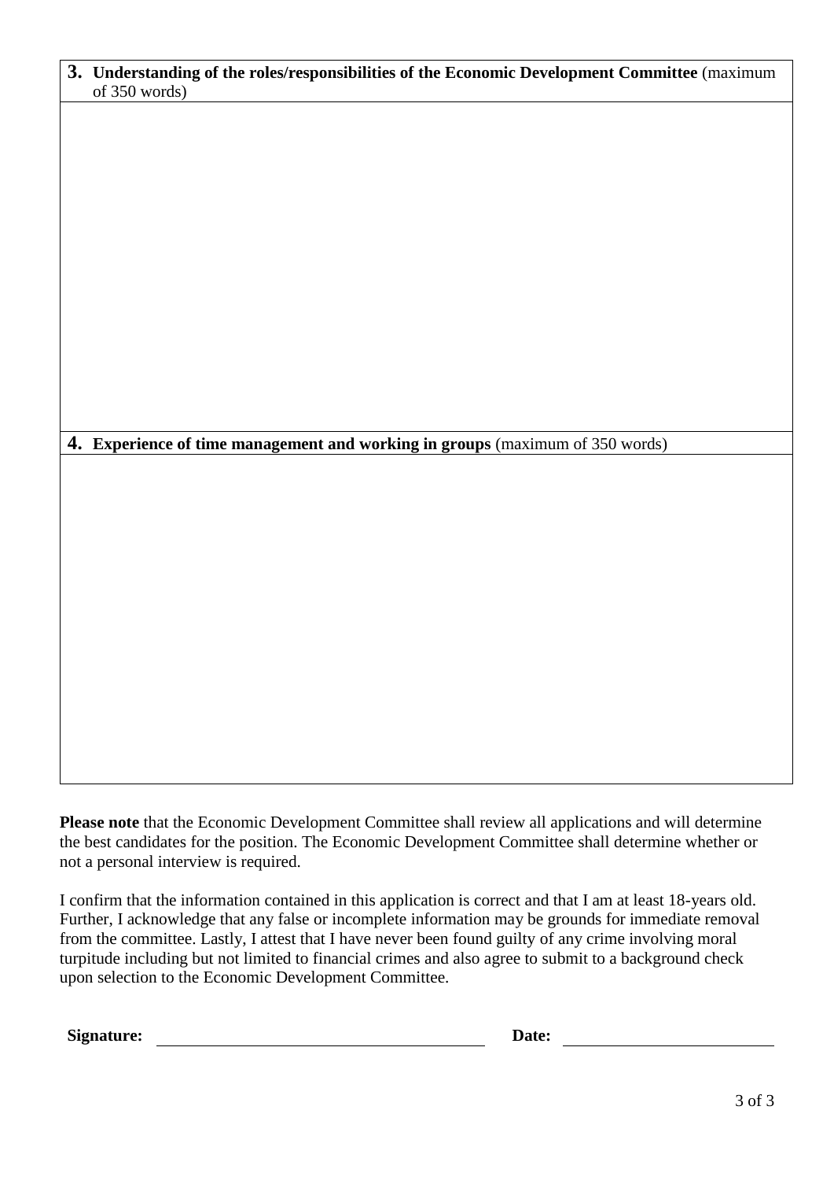**3. Understanding of the roles/responsibilities of the Economic Development Committee** (maximum of 350 words)

**4. Experience of time management and working in groups** (maximum of 350 words)

**Please note** that the Economic Development Committee shall review all applications and will determine the best candidates for the position. The Economic Development Committee shall determine whether or not a personal interview is required.

I confirm that the information contained in this application is correct and that I am at least 18-years old. Further, I acknowledge that any false or incomplete information may be grounds for immediate removal from the committee. Lastly, I attest that I have never been found guilty of any crime involving moral turpitude including but not limited to financial crimes and also agree to submit to a background check upon selection to the Economic Development Committee.

**Signature:** ______________________ **Date:** ______________